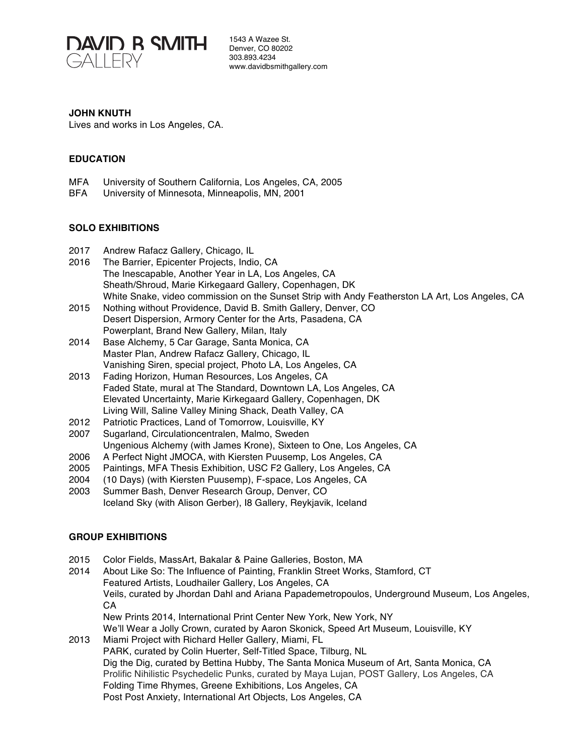**DAVID B SMITH GALLERY**

1543 A Wazee St.
Denver, CO 80202
303.893.4234
www.davidbsmithgallery.com

## JOHN KNUTH

Lives and works in Los Angeles, CA.

### EDUCATION

MFA University of Southern California, Los Angeles, CA, 2005
BFA University of Minnesota, Minneapolis, MN, 2001

### SOLO EXHIBITIONS

2017 Andrew Rafacz Gallery, Chicago, IL
2016 The Barrier, Epicenter Projects, Indio, CA
The Inescapable, Another Year in LA, Los Angeles, CA
Sheath/Shroud, Marie Kirkegaard Gallery, Copenhagen, DK
White Snake, video commission on the Sunset Strip with Andy Featherston LA Art, Los Angeles, CA
2015 Nothing without Providence, David B. Smith Gallery, Denver, CO
Desert Dispersion, Armory Center for the Arts, Pasadena, CA
Powerplant, Brand New Gallery, Milan, Italy
2014 Base Alchemy, 5 Car Garage, Santa Monica, CA
Master Plan, Andrew Rafacz Gallery, Chicago, IL
Vanishing Siren, special project, Photo LA, Los Angeles, CA
2013 Fading Horizon, Human Resources, Los Angeles, CA
Faded State, mural at The Standard, Downtown LA, Los Angeles, CA
Elevated Uncertainty, Marie Kirkegaard Gallery, Copenhagen, DK
Living Will, Saline Valley Mining Shack, Death Valley, CA
2012 Patriotic Practices, Land of Tomorrow, Louisville, KY
2007 Sugarland, Circulationcentralen, Malmo, Sweden
Ungenious Alchemy (with James Krone), Sixteen to One, Los Angeles, CA
2006 A Perfect Night JMOCA, with Kiersten Puusemp, Los Angeles, CA
2005 Paintings, MFA Thesis Exhibition, USC F2 Gallery, Los Angeles, CA
2004 (10 Days) (with Kiersten Puusemp), F-space, Los Angeles, CA
2003 Summer Bash, Denver Research Group, Denver, CO
Iceland Sky (with Alison Gerber), I8 Gallery, Reykjavik, Iceland

### GROUP EXHIBITIONS

2015 Color Fields, MassArt, Bakalar & Paine Galleries, Boston, MA
2014 About Like So: The Influence of Painting, Franklin Street Works, Stamford, CT
Featured Artists, Loudhailer Gallery, Los Angeles, CA
Veils, curated by Jhordan Dahl and Ariana Papademetropoulos, Underground Museum, Los Angeles, CA
New Prints 2014, International Print Center New York, New York, NY
We'll Wear a Jolly Crown, curated by Aaron Skonick, Speed Art Museum, Louisville, KY
2013 Miami Project with Richard Heller Gallery, Miami, FL
PARK, curated by Colin Huerter, Self-Titled Space, Tilburg, NL
Dig the Dig, curated by Bettina Hubby, The Santa Monica Museum of Art, Santa Monica, CA
Prolific Nihilistic Psychedelic Punks, curated by Maya Lujan, POST Gallery, Los Angeles, CA
Folding Time Rhymes, Greene Exhibitions, Los Angeles, CA
Post Post Anxiety, International Art Objects, Los Angeles, CA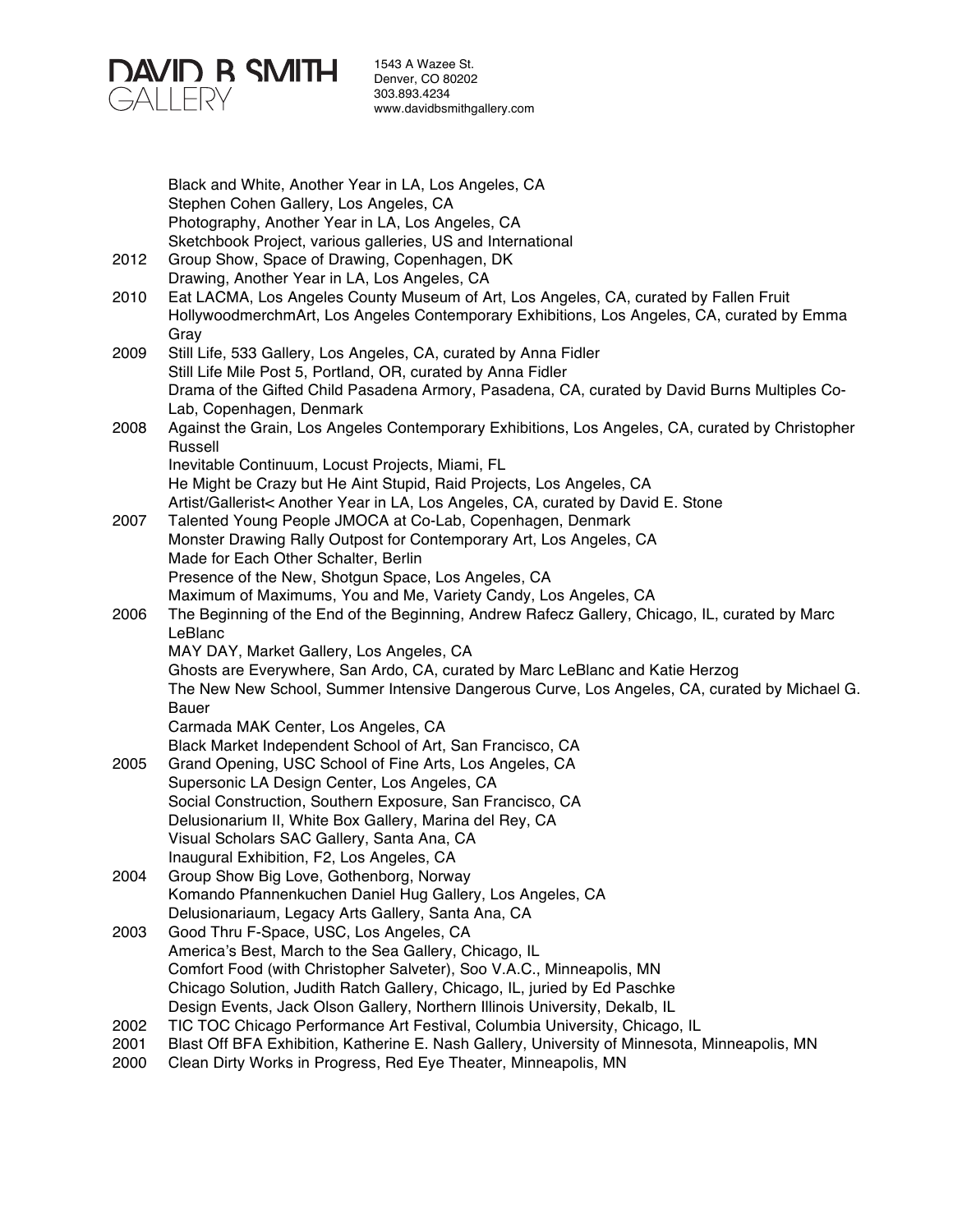Black and White, Another Year in LA, Los Angeles, CA
Stephen Cohen Gallery, Los Angeles, CA
Photography, Another Year in LA, Los Angeles, CA
Sketchbook Project, various galleries, US and International

2012 Group Show, Space of Drawing, Copenhagen, DK
Drawing, Another Year in LA, Los Angeles, CA

2010 Eat LACMA, Los Angeles County Museum of Art, Los Angeles, CA, curated by Fallen Fruit
HollywoodmerchmArt, Los Angeles Contemporary Exhibitions, Los Angeles, CA, curated by Emma Gray

2009 Still Life, 533 Gallery, Los Angeles, CA, curated by Anna Fidler
Still Life Mile Post 5, Portland, OR, curated by Anna Fidler
Drama of the Gifted Child Pasadena Armory, Pasadena, CA, curated by David Burns Multiples Co-Lab, Copenhagen, Denmark

2008 Against the Grain, Los Angeles Contemporary Exhibitions, Los Angeles, CA, curated by Christopher Russell
Inevitable Continuum, Locust Projects, Miami, FL
He Might be Crazy but He Aint Stupid, Raid Projects, Los Angeles, CA
Artist/Gallerist< Another Year in LA, Los Angeles, CA, curated by David E. Stone

2007 Talented Young People JMOCA at Co-Lab, Copenhagen, Denmark
Monster Drawing Rally Outpost for Contemporary Art, Los Angeles, CA
Made for Each Other Schalter, Berlin
Presence of the New, Shotgun Space, Los Angeles, CA
Maximum of Maximums, You and Me, Variety Candy, Los Angeles, CA

2006 The Beginning of the End of the Beginning, Andrew Rafecz Gallery, Chicago, IL, curated by Marc LeBlanc
MAY DAY, Market Gallery, Los Angeles, CA
Ghosts are Everywhere, San Ardo, CA, curated by Marc LeBlanc and Katie Herzog
The New New School, Summer Intensive Dangerous Curve, Los Angeles, CA, curated by Michael G. Bauer
Carmada MAK Center, Los Angeles, CA
Black Market Independent School of Art, San Francisco, CA

2005 Grand Opening, USC School of Fine Arts, Los Angeles, CA
Supersonic LA Design Center, Los Angeles, CA
Social Construction, Southern Exposure, San Francisco, CA
Delusionarium II, White Box Gallery, Marina del Rey, CA
Visual Scholars SAC Gallery, Santa Ana, CA
Inaugural Exhibition, F2, Los Angeles, CA

2004 Group Show Big Love, Gothenborg, Norway
Komando Pfannenkuchen Daniel Hug Gallery, Los Angeles, CA
Delusionariaum, Legacy Arts Gallery, Santa Ana, CA

2003 Good Thru F-Space, USC, Los Angeles, CA
America's Best, March to the Sea Gallery, Chicago, IL
Comfort Food (with Christopher Salveter), Soo V.A.C., Minneapolis, MN
Chicago Solution, Judith Ratch Gallery, Chicago, IL, juried by Ed Paschke
Design Events, Jack Olson Gallery, Northern Illinois University, Dekalb, IL

2002 TIC TOC Chicago Performance Art Festival, Columbia University, Chicago, IL

2001 Blast Off BFA Exhibition, Katherine E. Nash Gallery, University of Minnesota, Minneapolis, MN

2000 Clean Dirty Works in Progress, Red Eye Theater, Minneapolis, MN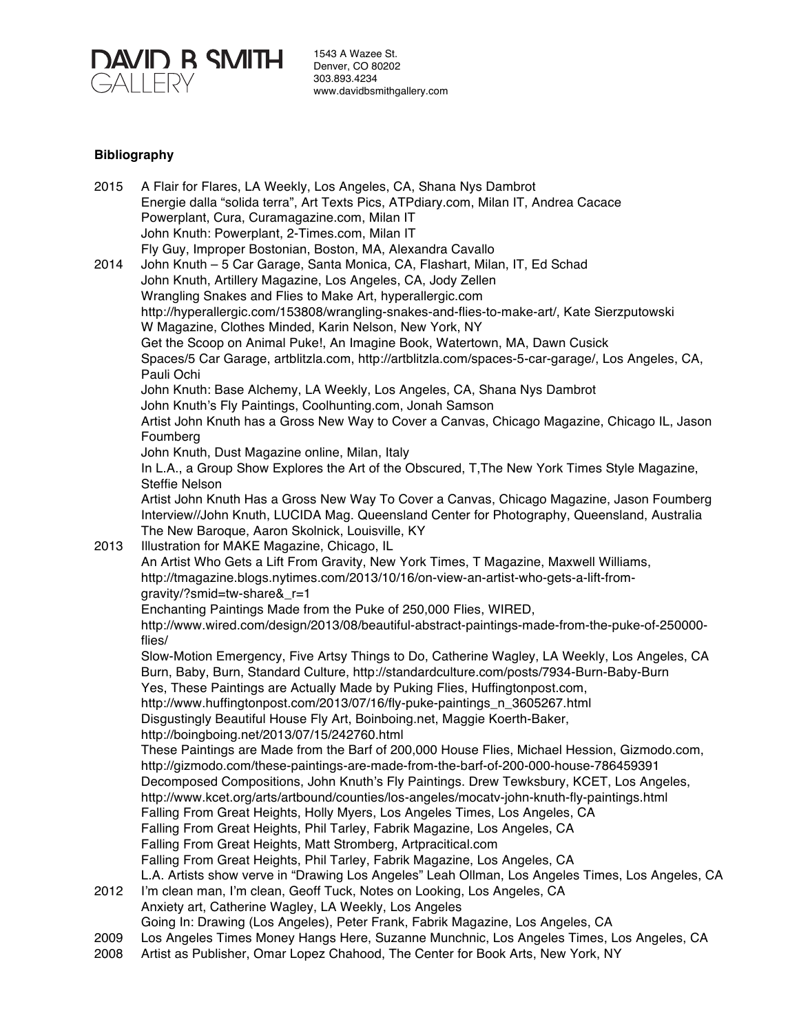**DAVID B SMITH GALLERY**

1543 A Wazee St.
Denver, CO 80202
303.893.4234
www.davidbsmithgallery.com

**Bibliography**

2015 A Flair for Flares, LA Weekly, Los Angeles, CA, Shana Nys Dambrot
Energie dalla "solida terra", Art Texts Pics, ATPdiary.com, Milan IT, Andrea Cacace
Powerplant, Cura, Curamagazine.com, Milan IT
John Knuth: Powerplant, 2-Times.com, Milan IT
Fly Guy, Improper Bostonian, Boston, MA, Alexandra Cavallo

2014 John Knuth – 5 Car Garage, Santa Monica, CA, Flashart, Milan, IT, Ed Schad
John Knuth, Artillery Magazine, Los Angeles, CA, Jody Zellen
Wrangling Snakes and Flies to Make Art, hyperallergic.com
http://hyperallergic.com/153808/wrangling-snakes-and-flies-to-make-art/, Kate Sierzputowski
W Magazine, Clothes Minded, Karin Nelson, New York, NY
Get the Scoop on Animal Puke!, An Imagine Book, Watertown, MA, Dawn Cusick
Spaces/5 Car Garage, artblitzla.com, http://artblitzla.com/spaces-5-car-garage/, Los Angeles, CA, Pauli Ochi
John Knuth: Base Alchemy, LA Weekly, Los Angeles, CA, Shana Nys Dambrot
John Knuth's Fly Paintings, Coolhunting.com, Jonah Samson
Artist John Knuth has a Gross New Way to Cover a Canvas, Chicago Magazine, Chicago IL, Jason Foumberg
John Knuth, Dust Magazine online, Milan, Italy
In L.A., a Group Show Explores the Art of the Obscured, T,The New York Times Style Magazine, Steffie Nelson
Artist John Knuth Has a Gross New Way To Cover a Canvas, Chicago Magazine, Jason Foumberg
Interview//John Knuth, LUCIDA Mag. Queensland Center for Photography, Queensland, Australia
The New Baroque, Aaron Skolnick, Louisville, KY

2013 Illustration for MAKE Magazine, Chicago, IL
An Artist Who Gets a Lift From Gravity, New York Times, T Magazine, Maxwell Williams, http://tmagazine.blogs.nytimes.com/2013/10/16/on-view-an-artist-who-gets-a-lift-from-gravity/?smid=tw-share&_r=1
Enchanting Paintings Made from the Puke of 250,000 Flies, WIRED, http://www.wired.com/design/2013/08/beautiful-abstract-paintings-made-from-the-puke-of-250000-flies/
Slow-Motion Emergency, Five Artsy Things to Do, Catherine Wagley, LA Weekly, Los Angeles, CA
Burn, Baby, Burn, Standard Culture, http://standardculture.com/posts/7934-Burn-Baby-Burn
Yes, These Paintings are Actually Made by Puking Flies, Huffingtonpost.com, http://www.huffingtonpost.com/2013/07/16/fly-puke-paintings_n_3605267.html
Disgustingly Beautiful House Fly Art, Boinboing.net, Maggie Koerth-Baker, http://boingboing.net/2013/07/15/242760.html
These Paintings are Made from the Barf of 200,000 House Flies, Michael Hession, Gizmodo.com, http://gizmodo.com/these-paintings-are-made-from-the-barf-of-200-000-house-786459391
Decomposed Compositions, John Knuth's Fly Paintings. Drew Tewksbury, KCET, Los Angeles, http://www.kcet.org/arts/artbound/counties/los-angeles/mocatv-john-knuth-fly-paintings.html
Falling From Great Heights, Holly Myers, Los Angeles Times, Los Angeles, CA
Falling From Great Heights, Phil Tarley, Fabrik Magazine, Los Angeles, CA
Falling From Great Heights, Matt Stromberg, Artpracitical.com
Falling From Great Heights, Phil Tarley, Fabrik Magazine, Los Angeles, CA
L.A. Artists show verve in "Drawing Los Angeles" Leah Ollman, Los Angeles Times, Los Angeles, CA

2012 I'm clean man, I'm clean, Geoff Tuck, Notes on Looking, Los Angeles, CA
Anxiety art, Catherine Wagley, LA Weekly, Los Angeles
Going In: Drawing (Los Angeles), Peter Frank, Fabrik Magazine, Los Angeles, CA

2009 Los Angeles Times Money Hangs Here, Suzanne Munchnic, Los Angeles Times, Los Angeles, CA

2008 Artist as Publisher, Omar Lopez Chahood, The Center for Book Arts, New York, NY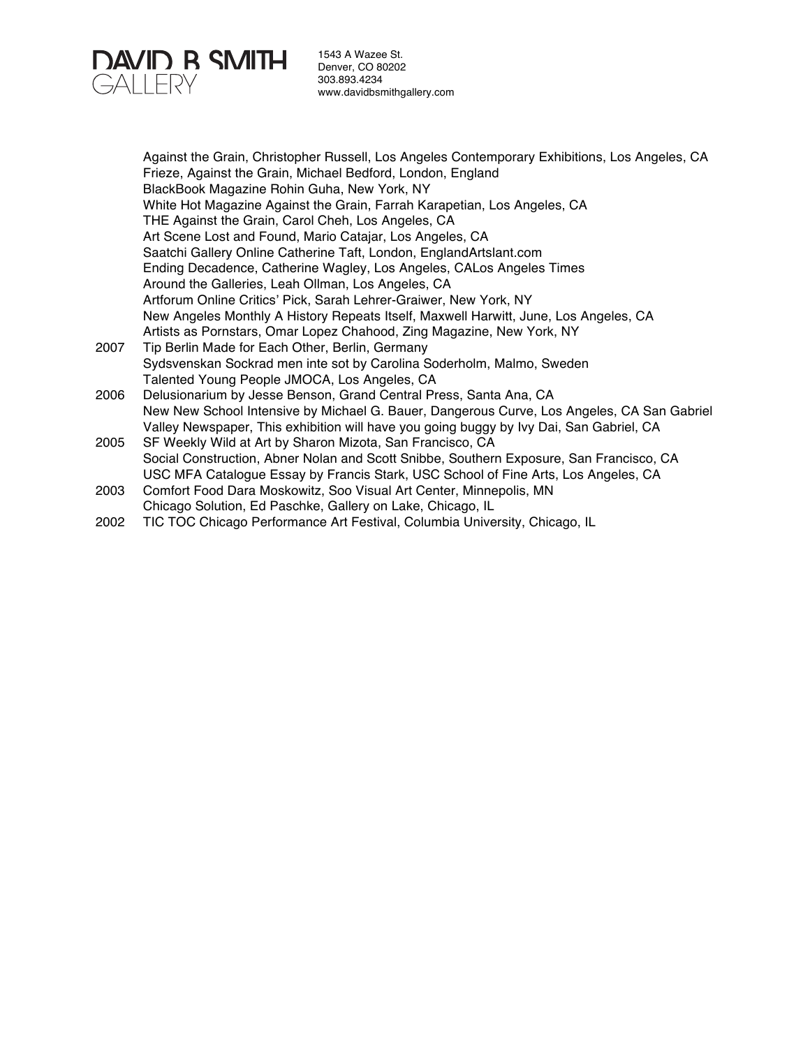Against the Grain, Christopher Russell, Los Angeles Contemporary Exhibitions, Los Angeles, CA
Frieze, Against the Grain, Michael Bedford, London, England
BlackBook Magazine Rohin Guha, New York, NY
White Hot Magazine Against the Grain, Farrah Karapetian, Los Angeles, CA
THE Against the Grain, Carol Cheh, Los Angeles, CA
Art Scene Lost and Found, Mario Catajar, Los Angeles, CA
Saatchi Gallery Online Catherine Taft, London, EnglandArtslant.com
Ending Decadence, Catherine Wagley, Los Angeles, CALos Angeles Times
Around the Galleries, Leah Ollman, Los Angeles, CA
Artforum Online Critics' Pick, Sarah Lehrer-Graiwer, New York, NY
New Angeles Monthly A History Repeats Itself, Maxwell Harwitt, June, Los Angeles, CA
Artists as Pornstars, Omar Lopez Chahood, Zing Magazine, New York, NY

2007 Tip Berlin Made for Each Other, Berlin, Germany
Sydsvenskan Sockrad men inte sot by Carolina Soderholm, Malmo, Sweden
Talented Young People JMOCA, Los Angeles, CA

2006 Delusionarium by Jesse Benson, Grand Central Press, Santa Ana, CA
New New School Intensive by Michael G. Bauer, Dangerous Curve, Los Angeles, CA San Gabriel Valley Newspaper, This exhibition will have you going buggy by Ivy Dai, San Gabriel, CA

2005 SF Weekly Wild at Art by Sharon Mizota, San Francisco, CA
Social Construction, Abner Nolan and Scott Snibbe, Southern Exposure, San Francisco, CA
USC MFA Catalogue Essay by Francis Stark, USC School of Fine Arts, Los Angeles, CA

2003 Comfort Food Dara Moskowitz, Soo Visual Art Center, Minnepolis, MN
Chicago Solution, Ed Paschke, Gallery on Lake, Chicago, IL

2002 TIC TOC Chicago Performance Art Festival, Columbia University, Chicago, IL